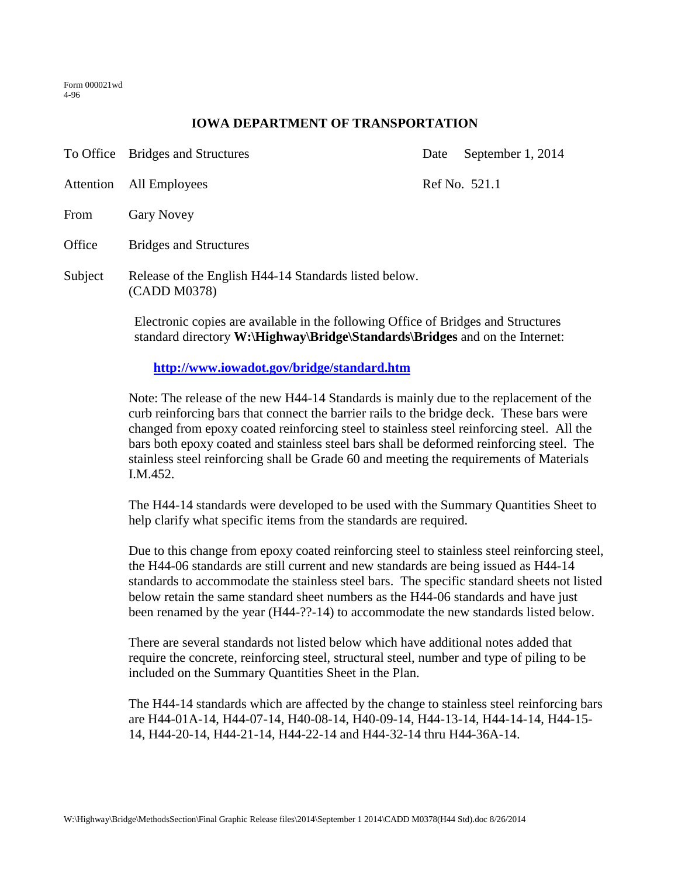Form 000021wd
4-96

## IOWA DEPARTMENT OF TRANSPORTATION

To Office Bridges and Structures  Date September 1, 2014

Attention All Employees  Ref No. 521.1

From Gary Novey

Office Bridges and Structures

Subject Release of the English H44-14 Standards listed below. (CADD M0378)

Electronic copies are available in the following Office of Bridges and Structures standard directory **W:\Highway\Bridge\Standards\Bridges** and on the Internet:

**http://www.iowadot.gov/bridge/standard.htm**

Note: The release of the new H44-14 Standards is mainly due to the replacement of the curb reinforcing bars that connect the barrier rails to the bridge deck. These bars were changed from epoxy coated reinforcing steel to stainless steel reinforcing steel. All the bars both epoxy coated and stainless steel bars shall be deformed reinforcing steel. The stainless steel reinforcing shall be Grade 60 and meeting the requirements of Materials I.M.452.

The H44-14 standards were developed to be used with the Summary Quantities Sheet to help clarify what specific items from the standards are required.

Due to this change from epoxy coated reinforcing steel to stainless steel reinforcing steel, the H44-06 standards are still current and new standards are being issued as H44-14 standards to accommodate the stainless steel bars. The specific standard sheets not listed below retain the same standard sheet numbers as the H44-06 standards and have just been renamed by the year (H44-??-14) to accommodate the new standards listed below.

There are several standards not listed below which have additional notes added that require the concrete, reinforcing steel, structural steel, number and type of piling to be included on the Summary Quantities Sheet in the Plan.

The H44-14 standards which are affected by the change to stainless steel reinforcing bars are H44-01A-14, H44-07-14, H40-08-14, H40-09-14, H44-13-14, H44-14-14, H44-15-14, H44-20-14, H44-21-14, H44-22-14 and H44-32-14 thru H44-36A-14.

W:\Highway\Bridge\MethodsSection\Final Graphic Release files\2014\September 1 2014\CADD M0378(H44 Std).doc 8/26/2014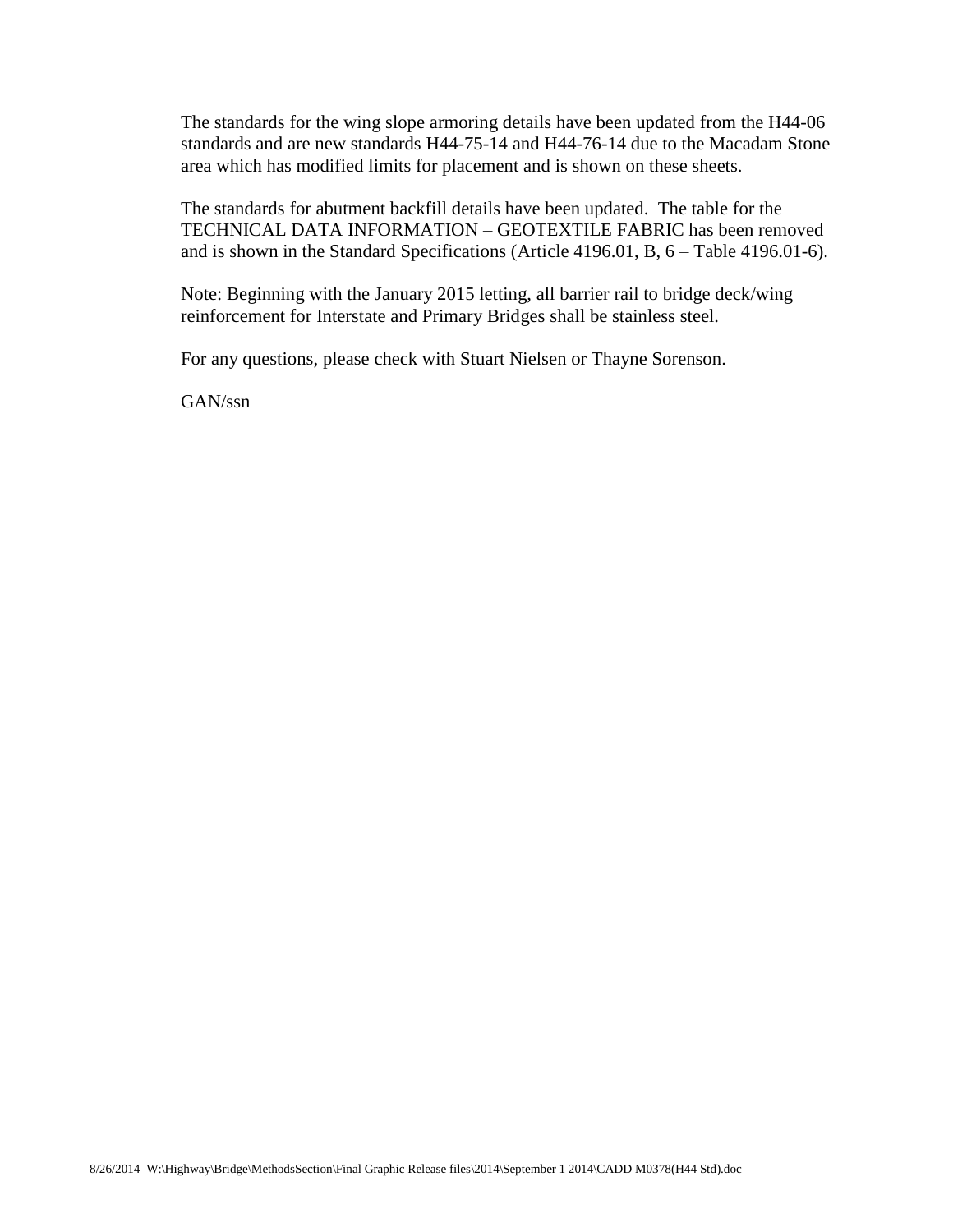The standards for the wing slope armoring details have been updated from the H44-06 standards and are new standards H44-75-14 and H44-76-14 due to the Macadam Stone area which has modified limits for placement and is shown on these sheets.

The standards for abutment backfill details have been updated. The table for the TECHNICAL DATA INFORMATION – GEOTEXTILE FABRIC has been removed and is shown in the Standard Specifications (Article 4196.01, B, 6 – Table 4196.01-6).

Note: Beginning with the January 2015 letting, all barrier rail to bridge deck/wing reinforcement for Interstate and Primary Bridges shall be stainless steel.

For any questions, please check with Stuart Nielsen or Thayne Sorenson.

GAN/ssn